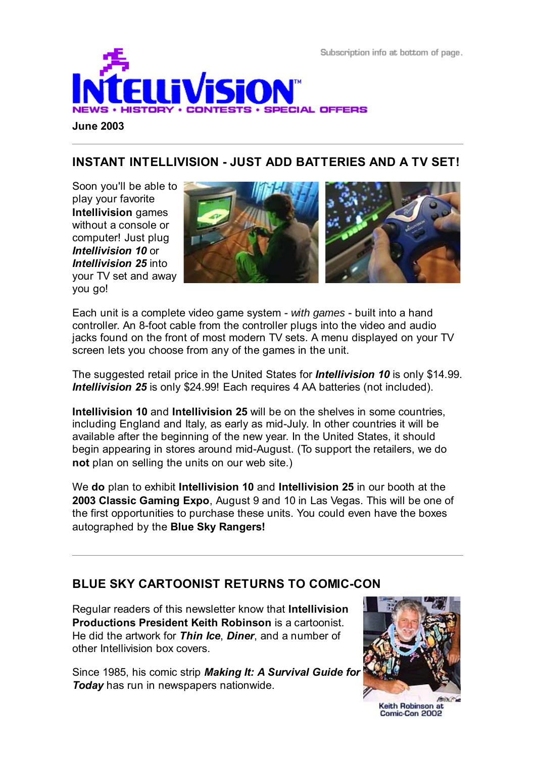Subscription info at bottom of page.

# INTELLIVISION

NEWS • HISTORY • CONTESTS • SPECIAL OFFERS

**June 2003**

---

## INSTANT INTELLIVISION - JUST ADD BATTERIES AND A TV SET!

Soon you'll be able to play your favorite **Intellivision** games without a console or computer! Just plug ***Intellivision 10*** or ***Intellivision 25*** into your TV set and away you go!

Each unit is a complete video game system - *with games* - built into a hand controller. An 8-foot cable from the controller plugs into the video and audio jacks found on the front of most modern TV sets. A menu displayed on your TV screen lets you choose from any of the games in the unit.

The suggested retail price in the United States for ***Intellivision 10*** is only $14.99. ***Intellivision 25*** is only $24.99! Each requires 4 AA batteries (not included).

**Intellivision 10** and **Intellivision 25** will be on the shelves in some countries, including England and Italy, as early as mid-July. In other countries it will be available after the beginning of the new year. In the United States, it should begin appearing in stores around mid-August. (To support the retailers, we do **not** plan on selling the units on our web site.)

We **do** plan to exhibit **Intellivision 10** and **Intellivision 25** in our booth at the **2003 Classic Gaming Expo**, August 9 and 10 in Las Vegas. This will be one of the first opportunities to purchase these units. You could even have the boxes autographed by the **Blue Sky Rangers!**

---

## BLUE SKY CARTOONIST RETURNS TO COMIC-CON

Regular readers of this newsletter know that **Intellivision Productions President Keith Robinson** is a cartoonist. He did the artwork for ***Thin Ice***, ***Diner***, and a number of other Intellivision box covers.

Since 1985, his comic strip ***Making It: A Survival Guide for Today*** has run in newspapers nationwide.

Keith Robinson at Comic-Con 2002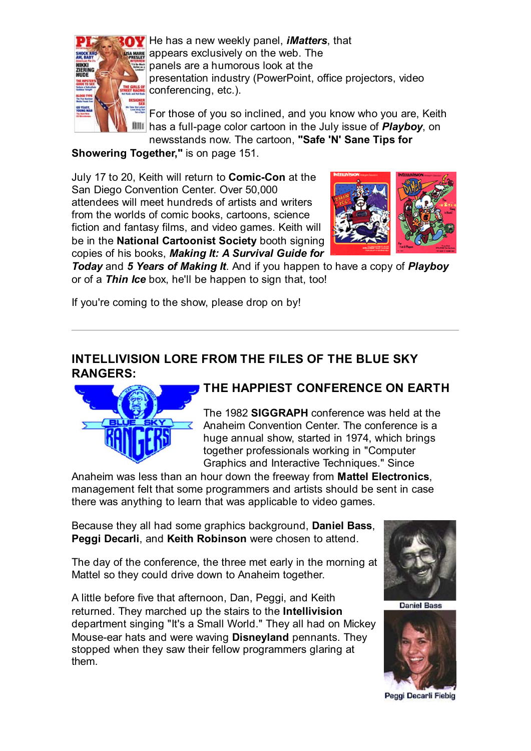He has a new weekly panel, ***iMatters***, that appears exclusively on the web. The panels are a humorous look at the presentation industry (PowerPoint, office projectors, video conferencing, etc.).

For those of you so inclined, and you know who you are, Keith has a full-page color cartoon in the July issue of ***Playboy***, on newsstands now. The cartoon, **"Safe 'N' Sane Tips for Showering Together,"** is on page 151.

July 17 to 20, Keith will return to **Comic-Con** at the San Diego Convention Center. Over 50,000 attendees will meet hundreds of artists and writers from the worlds of comic books, cartoons, science fiction and fantasy films, and video games. Keith will be in the **National Cartoonist Society** booth signing copies of his books, ***Making It: A Survival Guide for Today*** and ***5 Years of Making It***. And if you happen to have a copy of ***Playboy*** or of a ***Thin Ice*** box, he'll be happen to sign that, too!

If you're coming to the show, please drop on by!

---

## INTELLIVISION LORE FROM THE FILES OF THE BLUE SKY RANGERS:

### THE HAPPIEST CONFERENCE ON EARTH

The 1982 **SIGGRAPH** conference was held at the Anaheim Convention Center. The conference is a huge annual show, started in 1974, which brings together professionals working in "Computer Graphics and Interactive Techniques." Since Anaheim was less than an hour down the freeway from **Mattel Electronics**, management felt that some programmers and artists should be sent in case there was anything to learn that was applicable to video games.

Because they all had some graphics background, **Daniel Bass**, **Peggi Decarli**, and **Keith Robinson** were chosen to attend.

The day of the conference, the three met early in the morning at Mattel so they could drive down to Anaheim together.

A little before five that afternoon, Dan, Peggi, and Keith returned. They marched up the stairs to the **Intellivision** department singing "It's a Small World." They all had on Mickey Mouse-ear hats and were waving **Disneyland** pennants. They stopped when they saw their fellow programmers glaring at them.

Daniel Bass

Peggi Decarli Fiebig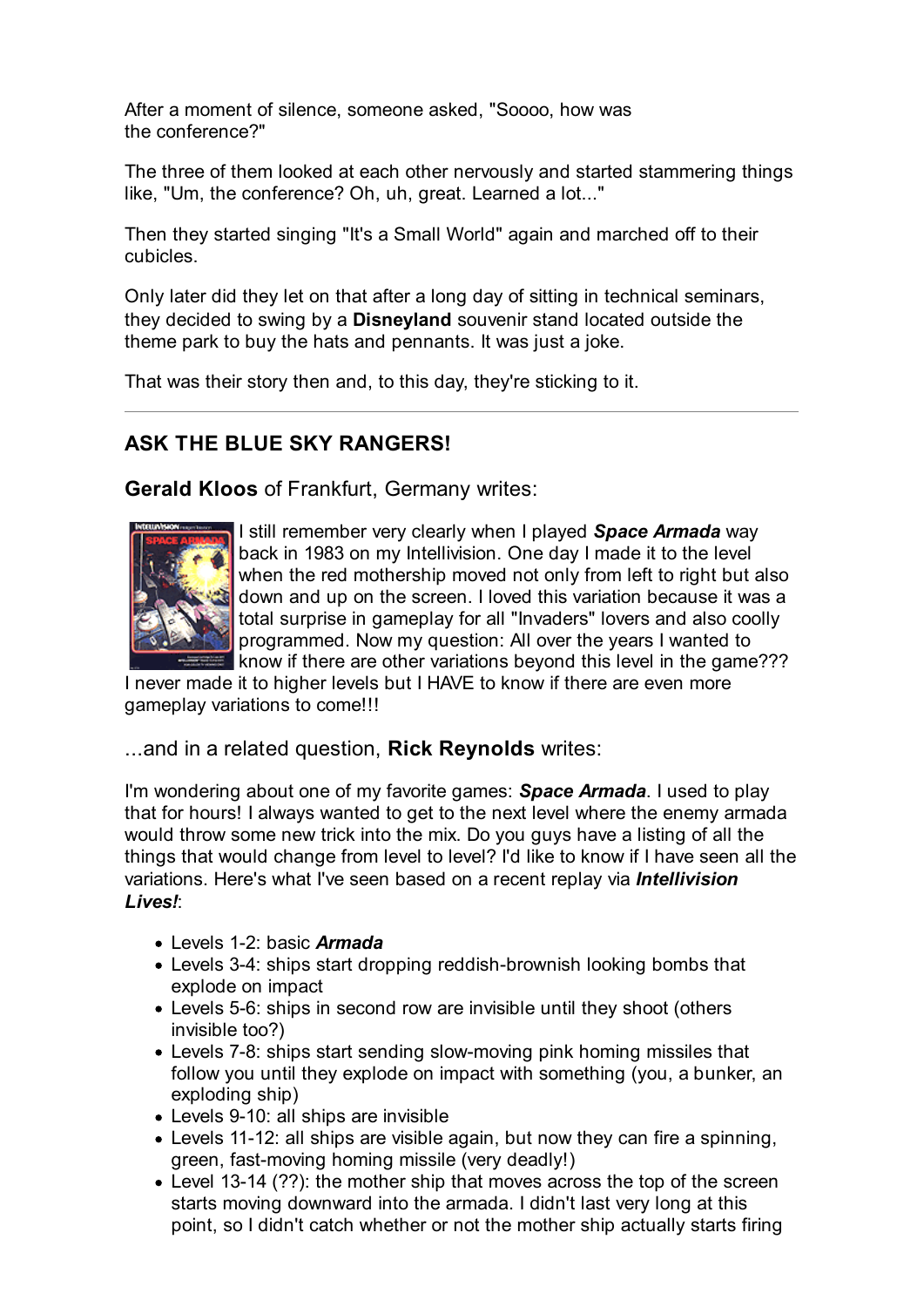After a moment of silence, someone asked, "Soooo, how was the conference?"

The three of them looked at each other nervously and started stammering things like, "Um, the conference? Oh, uh, great. Learned a lot..."

Then they started singing "It's a Small World" again and marched off to their cubicles.

Only later did they let on that after a long day of sitting in technical seminars, they decided to swing by a **Disneyland** souvenir stand located outside the theme park to buy the hats and pennants. It was just a joke.

That was their story then and, to this day, they're sticking to it.

---

## ASK THE BLUE SKY RANGERS!

### **Gerald Kloos** of Frankfurt, Germany writes:

I still remember very clearly when I played ***Space Armada*** way back in 1983 on my Intellivision. One day I made it to the level when the red mothership moved not only from left to right but also down and up on the screen. I loved this variation because it was a total surprise in gameplay for all "Invaders" lovers and also coolly programmed. Now my question: All over the years I wanted to know if there are other variations beyond this level in the game??? I never made it to higher levels but I HAVE to know if there are even more gameplay variations to come!!!

### ...and in a related question, **Rick Reynolds** writes:

I'm wondering about one of my favorite games: ***Space Armada***. I used to play that for hours! I always wanted to get to the next level where the enemy armada would throw some new trick into the mix. Do you guys have a listing of all the things that would change from level to level? I'd like to know if I have seen all the variations. Here's what I've seen based on a recent replay via ***Intellivision Lives!***:

- Levels 1-2: basic ***Armada***
- Levels 3-4: ships start dropping reddish-brownish looking bombs that explode on impact
- Levels 5-6: ships in second row are invisible until they shoot (others invisible too?)
- Levels 7-8: ships start sending slow-moving pink homing missiles that follow you until they explode on impact with something (you, a bunker, an exploding ship)
- Levels 9-10: all ships are invisible
- Levels 11-12: all ships are visible again, but now they can fire a spinning, green, fast-moving homing missile (very deadly!)
- Level 13-14 (??): the mother ship that moves across the top of the screen starts moving downward into the armada. I didn't last very long at this point, so I didn't catch whether or not the mother ship actually starts firing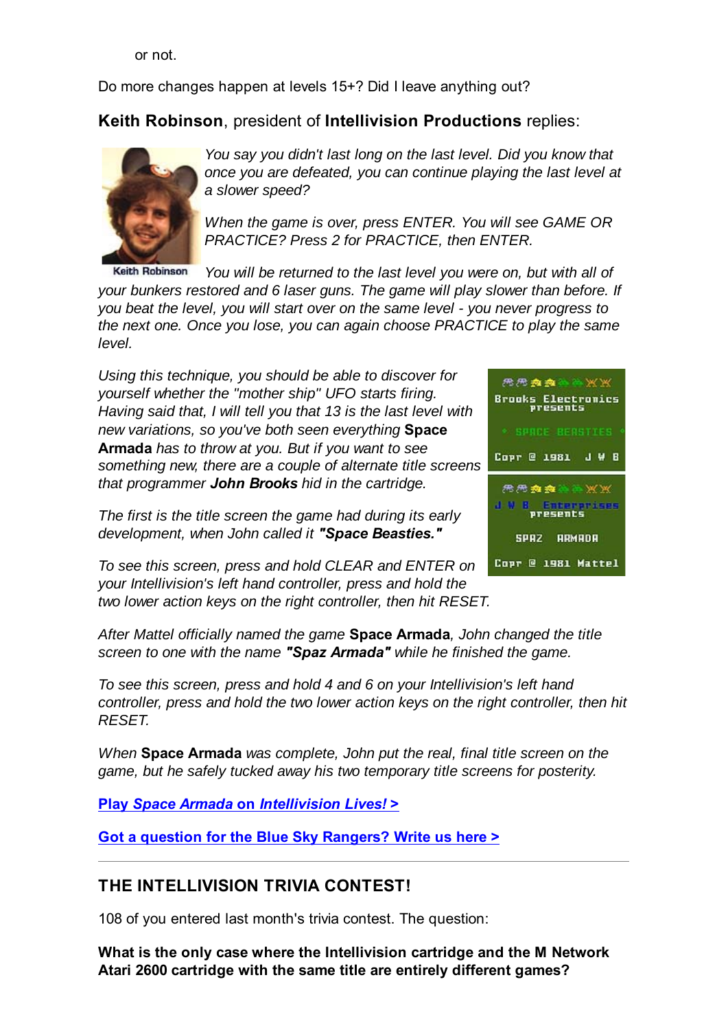or not.

Do more changes happen at levels 15+? Did I leave anything out?

### **Keith Robinson**, president of **Intellivision Productions** replies:

Keith Robinson

*You say you didn't last long on the last level. Did you know that once you are defeated, you can continue playing the last level at a slower speed?*

*When the game is over, press ENTER. You will see GAME OR PRACTICE? Press 2 for PRACTICE, then ENTER.*

*You will be returned to the last level you were on, but with all of your bunkers restored and 6 laser guns. The game will play slower than before. If you beat the level, you will start over on the same level - you never progress to the next one. Once you lose, you can again choose PRACTICE to play the same level.*

*Using this technique, you should be able to discover for yourself whether the "mother ship" UFO starts firing. Having said that, I will tell you that 13 is the last level with new variations, so you've both seen everything* **Space Armada** *has to throw at you. But if you want to see something new, there are a couple of alternate title screens that programmer* ***John Brooks*** *hid in the cartridge.*

*The first is the title screen the game had during its early development, when John called it* ***"Space Beasties."***

*To see this screen, press and hold CLEAR and ENTER on your Intellivision's left hand controller, press and hold the two lower action keys on the right controller, then hit RESET.*

*After Mattel officially named the game* **Space Armada***, John changed the title screen to one with the name* ***"Spaz Armada"*** *while he finished the game.*

*To see this screen, press and hold 4 and 6 on your Intellivision's left hand controller, press and hold the two lower action keys on the right controller, then hit RESET.*

*When* **Space Armada** *was complete, John put the real, final title screen on the game, but he safely tucked away his two temporary title screens for posterity.*

**Play *Space Armada* on *Intellivision Lives!* >**

**Got a question for the Blue Sky Rangers? Write us here >**

---

## THE INTELLIVISION TRIVIA CONTEST!

108 of you entered last month's trivia contest. The question:

**What is the only case where the Intellivision cartridge and the M Network Atari 2600 cartridge with the same title are entirely different games?**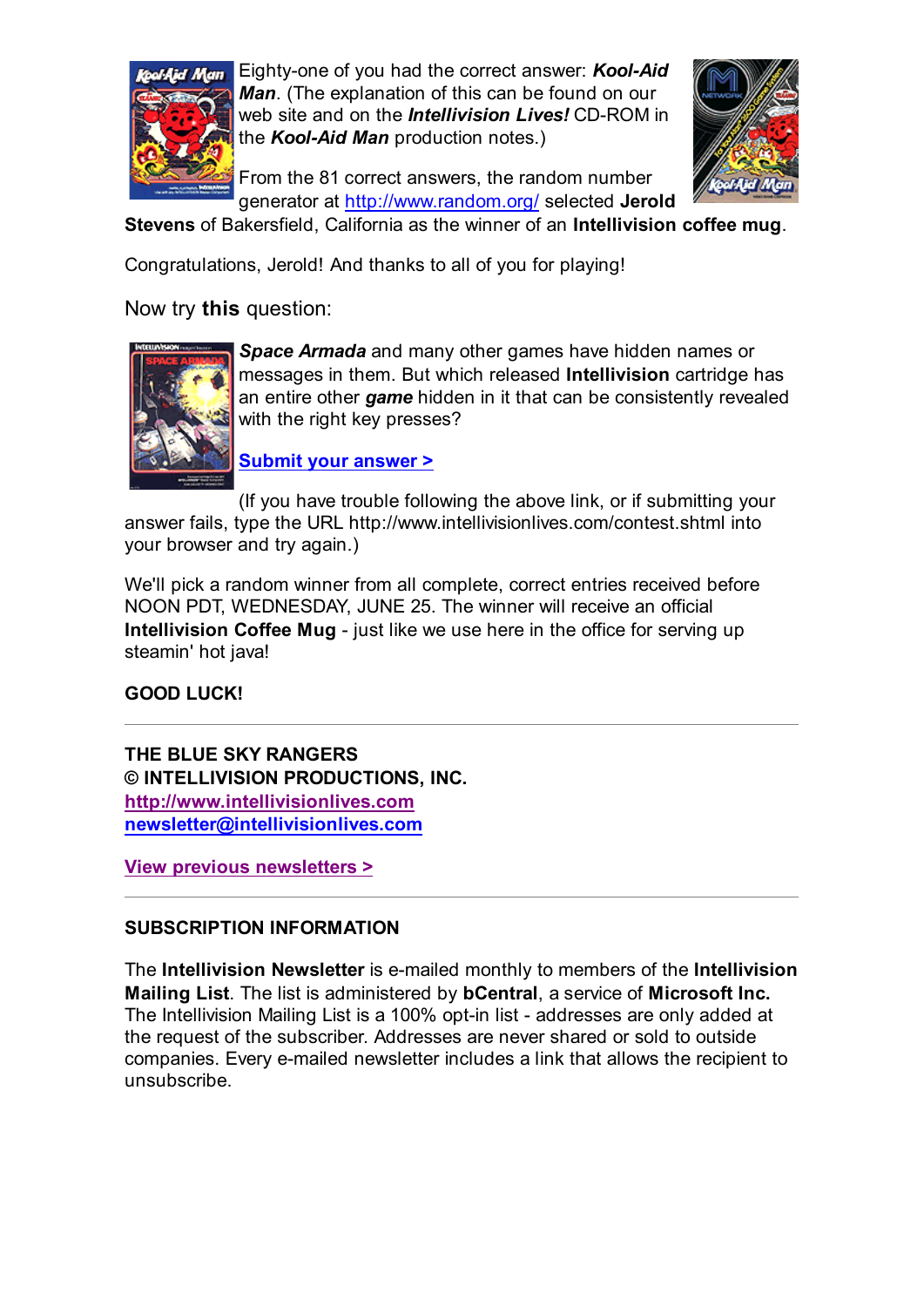Eighty-one of you had the correct answer: ***Kool-Aid Man***. (The explanation of this can be found on our web site and on the ***Intellivision Lives!*** CD-ROM in the ***Kool-Aid Man*** production notes.)

From the 81 correct answers, the random number generator at http://www.random.org/ selected **Jerold Stevens** of Bakersfield, California as the winner of an **Intellivision coffee mug**.

Congratulations, Jerold! And thanks to all of you for playing!

Now try **this** question:

***Space Armada*** and many other games have hidden names or messages in them. But which released **Intellivision** cartridge has an entire other ***game*** hidden in it that can be consistently revealed with the right key presses?

**Submit your answer >**

(If you have trouble following the above link, or if submitting your answer fails, type the URL http://www.intellivisionlives.com/contest.shtml into your browser and try again.)

We'll pick a random winner from all complete, correct entries received before NOON PDT, WEDNESDAY, JUNE 25. The winner will receive an official **Intellivision Coffee Mug** - just like we use here in the office for serving up steamin' hot java!

**GOOD LUCK!**

---

**THE BLUE SKY RANGERS**
**© INTELLIVISION PRODUCTIONS, INC.**
**http://www.intellivisionlives.com**
**newsletter@intellivisionlives.com**

**View previous newsletters >**

---

**SUBSCRIPTION INFORMATION**

The **Intellivision Newsletter** is e-mailed monthly to members of the **Intellivision Mailing List**. The list is administered by **bCentral**, a service of **Microsoft Inc.** The Intellivision Mailing List is a 100% opt-in list - addresses are only added at the request of the subscriber. Addresses are never shared or sold to outside companies. Every e-mailed newsletter includes a link that allows the recipient to unsubscribe.